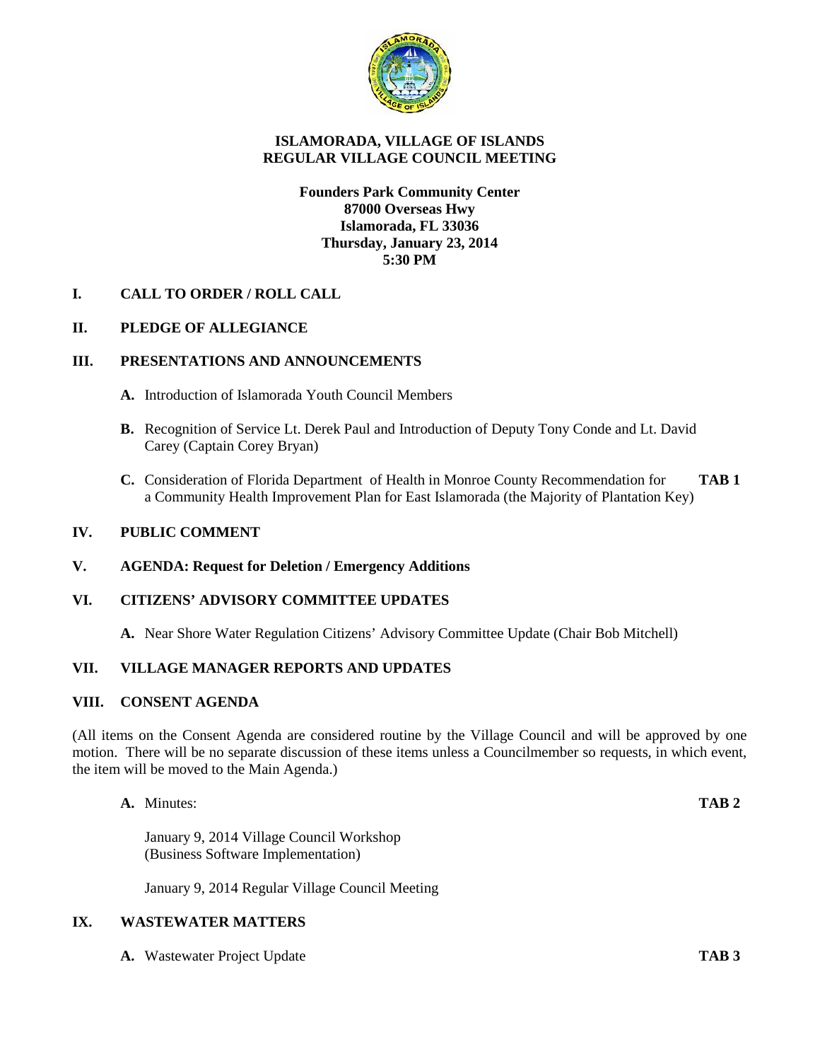# ISLAMORADA, VILLAGE OF ISLANDS
# REGULAR VILLAGE COUNCIL MEETING

**Founders Park Community Center**
**87000 Overseas Hwy**
**Islamorada, FL 33036**
**Thursday, January 23, 2014**
**5:30 PM**

## I. CALL TO ORDER / ROLL CALL

## II. PLEDGE OF ALLEGIANCE

## III. PRESENTATIONS AND ANNOUNCEMENTS

**A.** Introduction of Islamorada Youth Council Members

**B.** Recognition of Service Lt. Derek Paul and Introduction of Deputy Tony Conde and Lt. David Carey (Captain Corey Bryan)

**C.** Consideration of Florida Department of Health in Monroe County Recommendation for a Community Health Improvement Plan for East Islamorada (the Majority of Plantation Key) **TAB 1**

## IV. PUBLIC COMMENT

## V. AGENDA: Request for Deletion / Emergency Additions

## VI. CITIZENS' ADVISORY COMMITTEE UPDATES

**A.** Near Shore Water Regulation Citizens' Advisory Committee Update (Chair Bob Mitchell)

## VII. VILLAGE MANAGER REPORTS AND UPDATES

## VIII. CONSENT AGENDA

(All items on the Consent Agenda are considered routine by the Village Council and will be approved by one motion. There will be no separate discussion of these items unless a Councilmember so requests, in which event, the item will be moved to the Main Agenda.)

**A.** Minutes: **TAB 2**

January 9, 2014 Village Council Workshop
(Business Software Implementation)

January 9, 2014 Regular Village Council Meeting

## IX. WASTEWATER MATTERS

**A.** Wastewater Project Update **TAB 3**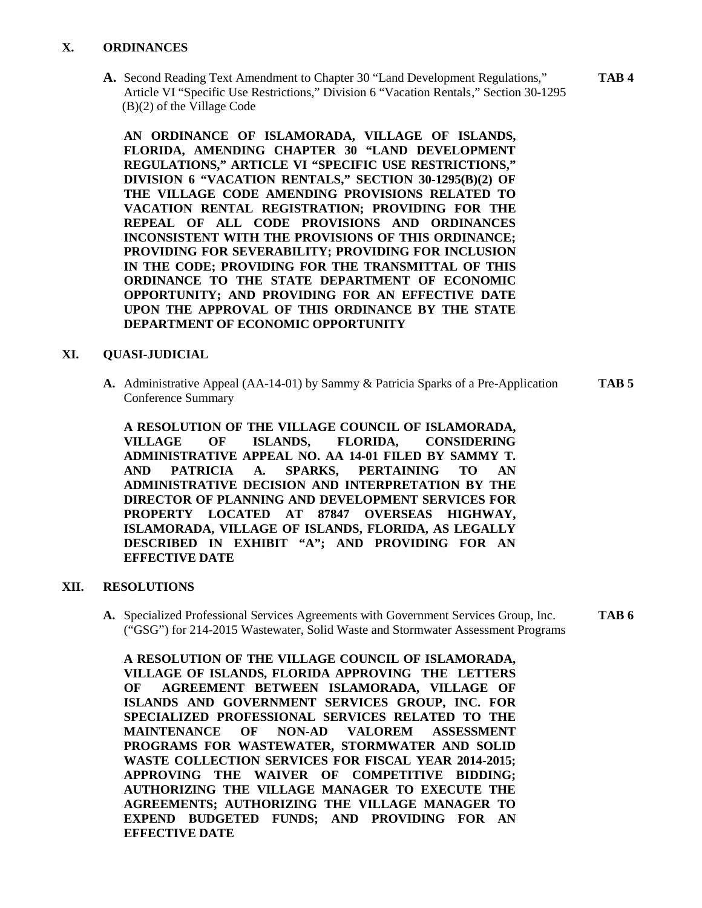## X. ORDINANCES

**A.** Second Reading Text Amendment to Chapter 30 "Land Development Regulations," Article VI "Specific Use Restrictions," Division 6 "Vacation Rentals," Section 30-1295 (B)(2) of the Village Code **TAB 4**

**AN ORDINANCE OF ISLAMORADA, VILLAGE OF ISLANDS, FLORIDA, AMENDING CHAPTER 30 "LAND DEVELOPMENT REGULATIONS," ARTICLE VI "SPECIFIC USE RESTRICTIONS," DIVISION 6 "VACATION RENTALS," SECTION 30-1295(B)(2) OF THE VILLAGE CODE AMENDING PROVISIONS RELATED TO VACATION RENTAL REGISTRATION; PROVIDING FOR THE REPEAL OF ALL CODE PROVISIONS AND ORDINANCES INCONSISTENT WITH THE PROVISIONS OF THIS ORDINANCE; PROVIDING FOR SEVERABILITY; PROVIDING FOR INCLUSION IN THE CODE; PROVIDING FOR THE TRANSMITTAL OF THIS ORDINANCE TO THE STATE DEPARTMENT OF ECONOMIC OPPORTUNITY; AND PROVIDING FOR AN EFFECTIVE DATE UPON THE APPROVAL OF THIS ORDINANCE BY THE STATE DEPARTMENT OF ECONOMIC OPPORTUNITY**

## XI. QUASI-JUDICIAL

**A.** Administrative Appeal (AA-14-01) by Sammy & Patricia Sparks of a Pre-Application Conference Summary **TAB 5**

**A RESOLUTION OF THE VILLAGE COUNCIL OF ISLAMORADA, VILLAGE OF ISLANDS, FLORIDA, CONSIDERING ADMINISTRATIVE APPEAL NO. AA 14-01 FILED BY SAMMY T. AND PATRICIA A. SPARKS, PERTAINING TO AN ADMINISTRATIVE DECISION AND INTERPRETATION BY THE DIRECTOR OF PLANNING AND DEVELOPMENT SERVICES FOR PROPERTY LOCATED AT 87847 OVERSEAS HIGHWAY, ISLAMORADA, VILLAGE OF ISLANDS, FLORIDA, AS LEGALLY DESCRIBED IN EXHIBIT "A"; AND PROVIDING FOR AN EFFECTIVE DATE**

## XII. RESOLUTIONS

**A.** Specialized Professional Services Agreements with Government Services Group, Inc. ("GSG") for 214-2015 Wastewater, Solid Waste and Stormwater Assessment Programs **TAB 6**

**A RESOLUTION OF THE VILLAGE COUNCIL OF ISLAMORADA, VILLAGE OF ISLANDS, FLORIDA APPROVING THE LETTERS OF AGREEMENT BETWEEN ISLAMORADA, VILLAGE OF ISLANDS AND GOVERNMENT SERVICES GROUP, INC. FOR SPECIALIZED PROFESSIONAL SERVICES RELATED TO THE MAINTENANCE OF NON-AD VALOREM ASSESSMENT PROGRAMS FOR WASTEWATER, STORMWATER AND SOLID WASTE COLLECTION SERVICES FOR FISCAL YEAR 2014-2015; APPROVING THE WAIVER OF COMPETITIVE BIDDING; AUTHORIZING THE VILLAGE MANAGER TO EXECUTE THE AGREEMENTS; AUTHORIZING THE VILLAGE MANAGER TO EXPEND BUDGETED FUNDS; AND PROVIDING FOR AN EFFECTIVE DATE**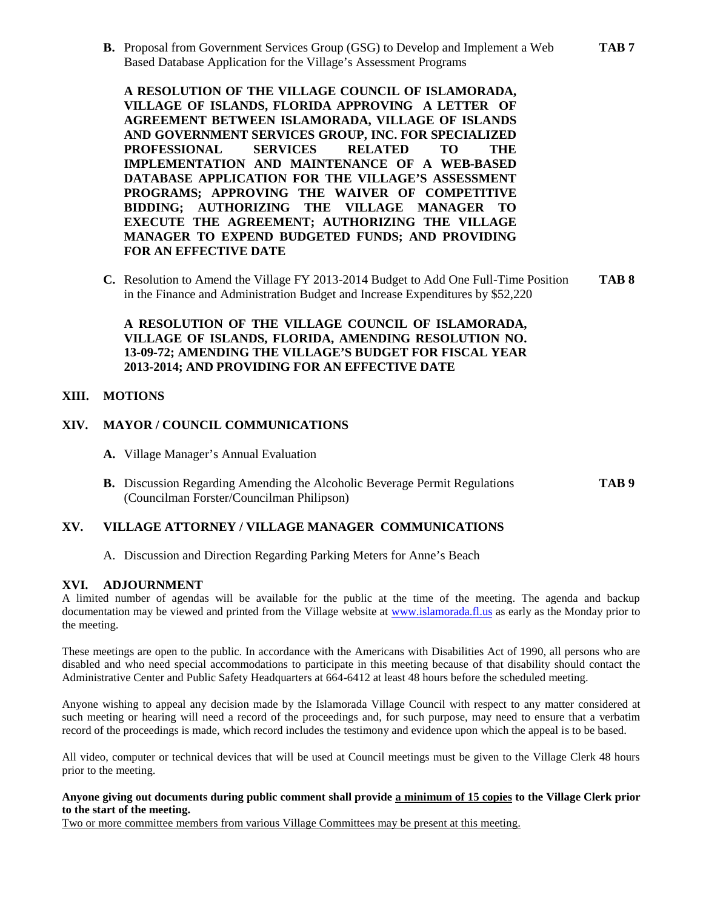**B.** Proposal from Government Services Group (GSG) to Develop and Implement a Web Based Database Application for the Village's Assessment Programs **TAB 7**

**A RESOLUTION OF THE VILLAGE COUNCIL OF ISLAMORADA, VILLAGE OF ISLANDS, FLORIDA APPROVING A LETTER OF AGREEMENT BETWEEN ISLAMORADA, VILLAGE OF ISLANDS AND GOVERNMENT SERVICES GROUP, INC. FOR SPECIALIZED PROFESSIONAL SERVICES RELATED TO THE IMPLEMENTATION AND MAINTENANCE OF A WEB-BASED DATABASE APPLICATION FOR THE VILLAGE'S ASSESSMENT PROGRAMS; APPROVING THE WAIVER OF COMPETITIVE BIDDING; AUTHORIZING THE VILLAGE MANAGER TO EXECUTE THE AGREEMENT; AUTHORIZING THE VILLAGE MANAGER TO EXPEND BUDGETED FUNDS; AND PROVIDING FOR AN EFFECTIVE DATE**

**C.** Resolution to Amend the Village FY 2013-2014 Budget to Add One Full-Time Position in the Finance and Administration Budget and Increase Expenditures by $52,220 **TAB 8**

**A RESOLUTION OF THE VILLAGE COUNCIL OF ISLAMORADA, VILLAGE OF ISLANDS, FLORIDA, AMENDING RESOLUTION NO. 13-09-72; AMENDING THE VILLAGE'S BUDGET FOR FISCAL YEAR 2013-2014; AND PROVIDING FOR AN EFFECTIVE DATE**

## XIII. MOTIONS

## XIV. MAYOR / COUNCIL COMMUNICATIONS

**A.** Village Manager's Annual Evaluation

**B.** Discussion Regarding Amending the Alcoholic Beverage Permit Regulations (Councilman Forster/Councilman Philipson) **TAB 9**

## XV. VILLAGE ATTORNEY / VILLAGE MANAGER COMMUNICATIONS

A. Discussion and Direction Regarding Parking Meters for Anne's Beach

## XVI. ADJOURNMENT

A limited number of agendas will be available for the public at the time of the meeting. The agenda and backup documentation may be viewed and printed from the Village website at www.islamorada.fl.us as early as the Monday prior to the meeting.

These meetings are open to the public. In accordance with the Americans with Disabilities Act of 1990, all persons who are disabled and who need special accommodations to participate in this meeting because of that disability should contact the Administrative Center and Public Safety Headquarters at 664-6412 at least 48 hours before the scheduled meeting.

Anyone wishing to appeal any decision made by the Islamorada Village Council with respect to any matter considered at such meeting or hearing will need a record of the proceedings and, for such purpose, may need to ensure that a verbatim record of the proceedings is made, which record includes the testimony and evidence upon which the appeal is to be based.

All video, computer or technical devices that will be used at Council meetings must be given to the Village Clerk 48 hours prior to the meeting.

**Anyone giving out documents during public comment shall provide a minimum of 15 copies to the Village Clerk prior to the start of the meeting.**

Two or more committee members from various Village Committees may be present at this meeting.